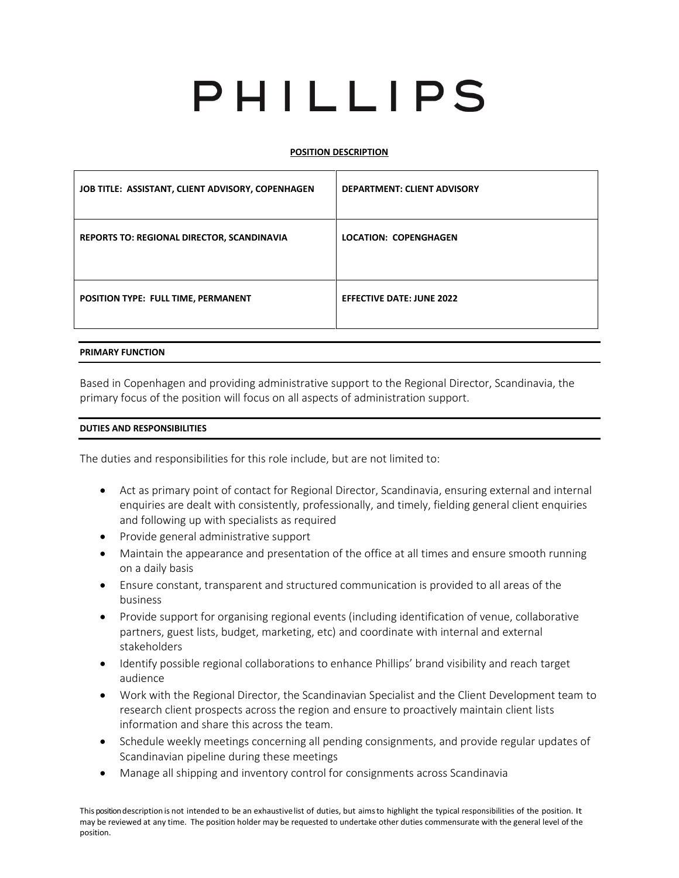# PHILLIPS

**POSITION DESCRIPTION**

| JOB TITLE: ASSISTANT, CLIENT ADVISORY, COPENHAGEN | DEPARTMENT: CLIENT ADVISORY |
|---|---|
| REPORTS TO: REGIONAL DIRECTOR, SCANDINAVIA | LOCATION: COPENGHAGEN |
| POSITION TYPE: FULL TIME, PERMANENT | EFFECTIVE DATE: JUNE 2022 |

## PRIMARY FUNCTION

Based in Copenhagen and providing administrative support to the Regional Director, Scandinavia, the primary focus of the position will focus on all aspects of administration support.

## DUTIES AND RESPONSIBILITIES

The duties and responsibilities for this role include, but are not limited to:

- Act as primary point of contact for Regional Director, Scandinavia, ensuring external and internal enquiries are dealt with consistently, professionally, and timely, fielding general client enquiries and following up with specialists as required
- Provide general administrative support
- Maintain the appearance and presentation of the office at all times and ensure smooth running on a daily basis
- Ensure constant, transparent and structured communication is provided to all areas of the business
- Provide support for organising regional events (including identification of venue, collaborative partners, guest lists, budget, marketing, etc) and coordinate with internal and external stakeholders
- Identify possible regional collaborations to enhance Phillips' brand visibility and reach target audience
- Work with the Regional Director, the Scandinavian Specialist and the Client Development team to research client prospects across the region and ensure to proactively maintain client lists information and share this across the team.
- Schedule weekly meetings concerning all pending consignments, and provide regular updates of Scandinavian pipeline during these meetings
- Manage all shipping and inventory control for consignments across Scandinavia

This position description is not intended to be an exhaustive list of duties, but aims to highlight the typical responsibilities of the position. It may be reviewed at any time. The position holder may be requested to undertake other duties commensurate with the general level of the position.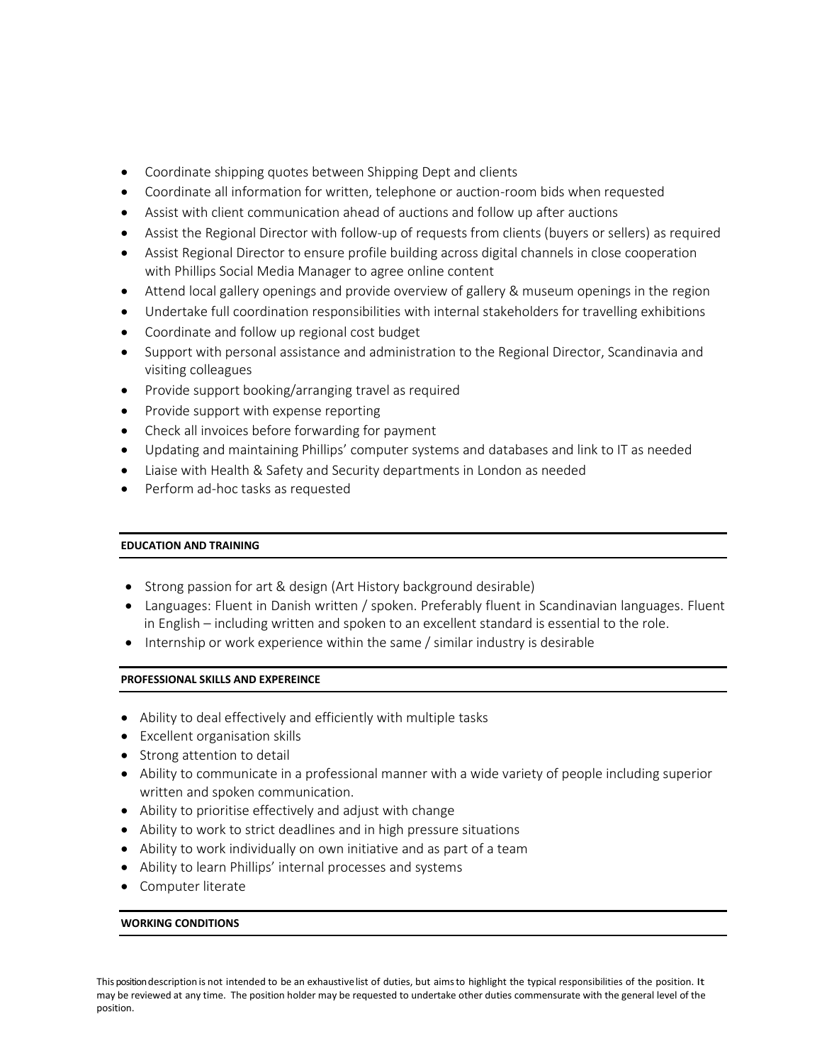- Coordinate shipping quotes between Shipping Dept and clients
- Coordinate all information for written, telephone or auction-room bids when requested
- Assist with client communication ahead of auctions and follow up after auctions
- Assist the Regional Director with follow-up of requests from clients (buyers or sellers) as required
- Assist Regional Director to ensure profile building across digital channels in close cooperation with Phillips Social Media Manager to agree online content
- Attend local gallery openings and provide overview of gallery & museum openings in the region
- Undertake full coordination responsibilities with internal stakeholders for travelling exhibitions
- Coordinate and follow up regional cost budget
- Support with personal assistance and administration to the Regional Director, Scandinavia and visiting colleagues
- Provide support booking/arranging travel as required
- Provide support with expense reporting
- Check all invoices before forwarding for payment
- Updating and maintaining Phillips' computer systems and databases and link to IT as needed
- Liaise with Health & Safety and Security departments in London as needed
- Perform ad-hoc tasks as requested

**EDUCATION AND TRAINING**

- Strong passion for art & design (Art History background desirable)
- Languages: Fluent in Danish written / spoken. Preferably fluent in Scandinavian languages. Fluent in English – including written and spoken to an excellent standard is essential to the role.
- Internship or work experience within the same / similar industry is desirable

**PROFESSIONAL SKILLS AND EXPEREINCE**

- Ability to deal effectively and efficiently with multiple tasks
- Excellent organisation skills
- Strong attention to detail
- Ability to communicate in a professional manner with a wide variety of people including superior written and spoken communication.
- Ability to prioritise effectively and adjust with change
- Ability to work to strict deadlines and in high pressure situations
- Ability to work individually on own initiative and as part of a team
- Ability to learn Phillips' internal processes and systems
- Computer literate

**WORKING CONDITIONS**

This position description is not intended to be an exhaustive list of duties, but aims to highlight the typical responsibilities of the position. It may be reviewed at any time. The position holder may be requested to undertake other duties commensurate with the general level of the position.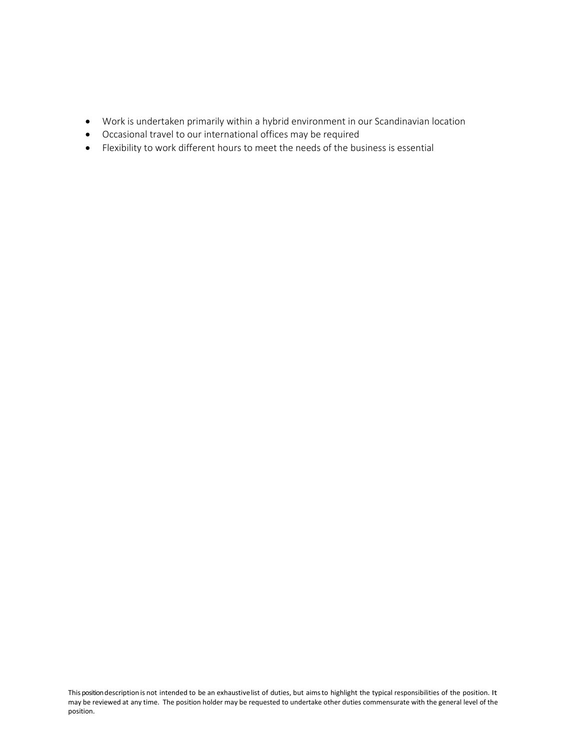- Work is undertaken primarily within a hybrid environment in our Scandinavian location
- Occasional travel to our international offices may be required
- Flexibility to work different hours to meet the needs of the business is essential

This position description is not intended to be an exhaustive list of duties, but aims to highlight the typical responsibilities of the position. It may be reviewed at any time. The position holder may be requested to undertake other duties commensurate with the general level of the position.